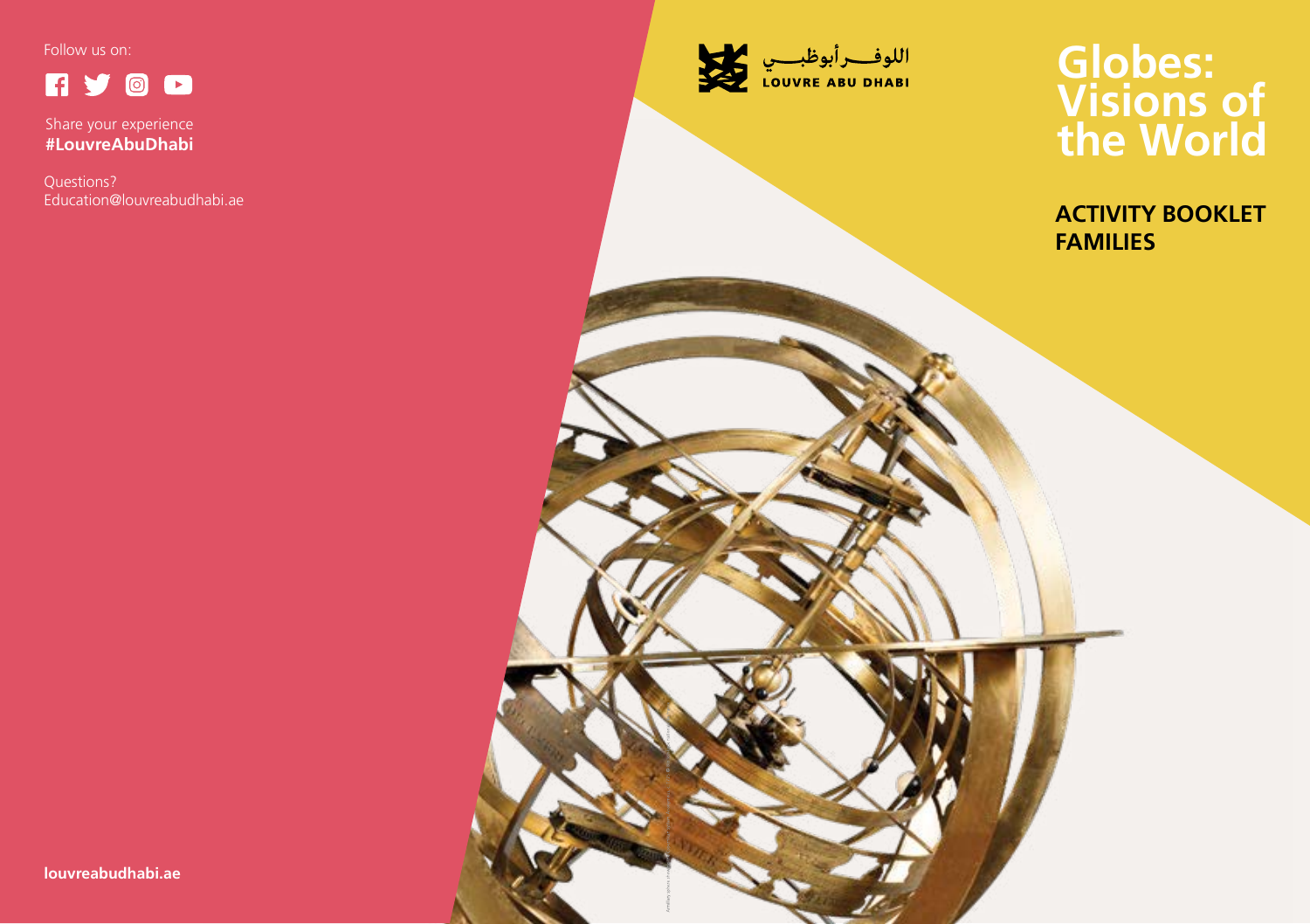Follow us on:

Share your experience
**#LouvreAbuDhabi**

Questions?
Education@louvreabudhabi.ae

**louvreabudhabi.ae**

اللوفر أبوظبي
LOUVRE ABU DHABI

# Globes: Visions of the World

## ACTIVITY BOOKLET FAMILIES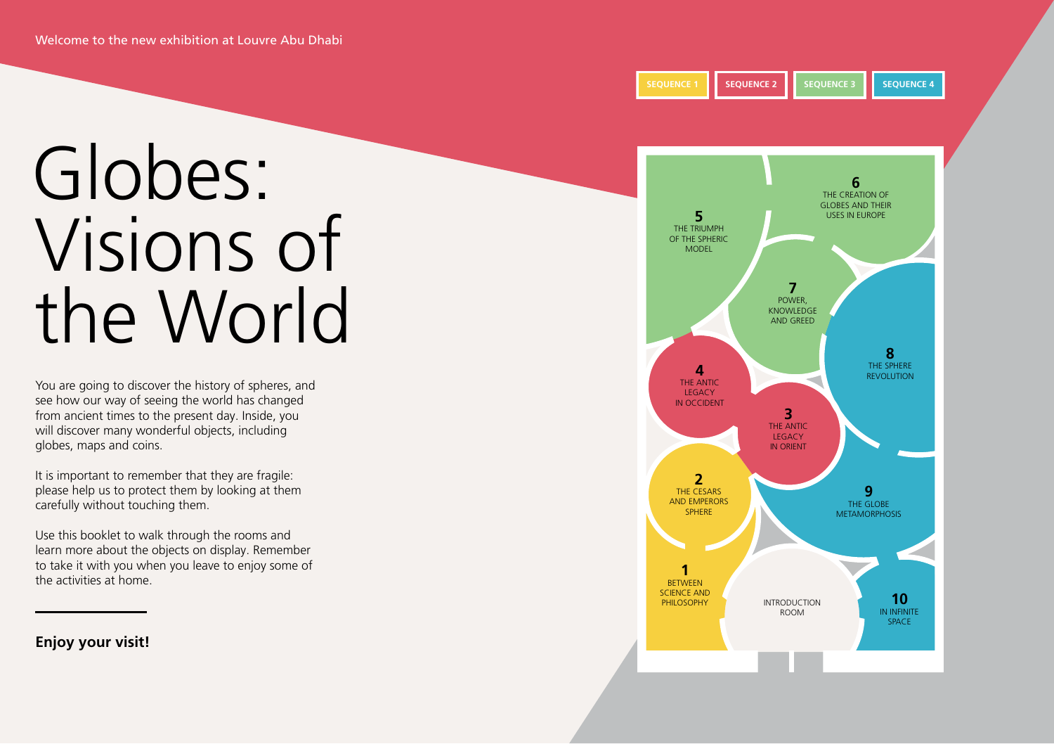Welcome to the new exhibition at Louvre Abu Dhabi

# Globes: Visions of the World

You are going to discover the history of spheres, and see how our way of seeing the world has changed from ancient times to the present day. Inside, you will discover many wonderful objects, including globes, maps and coins.

It is important to remember that they are fragile: please help us to protect them by looking at them carefully without touching them.

Use this booklet to walk through the rooms and learn more about the objects on display. Remember to take it with you when you leave to enjoy some of the activities at home.

**Enjoy your visit!**

SEQUENCE 1 | SEQUENCE 2 | SEQUENCE 3 | SEQUENCE 4

**5** THE TRIUMPH OF THE SPHERIC MODEL

**6** THE CREATION OF GLOBES AND THEIR USES IN EUROPE

**7** POWER, KNOWLEDGE AND GREED

**8** THE SPHERE REVOLUTION

**4** THE ANTIC LEGACY IN OCCIDENT

**3** THE ANTIC LEGACY IN ORIENT

**2** THE CESARS AND EMPERORS SPHERE

**9** THE GLOBE METAMORPHOSIS

**1** BETWEEN SCIENCE AND PHILOSOPHY

INTRODUCTION ROOM

**10** IN INFINITE SPACE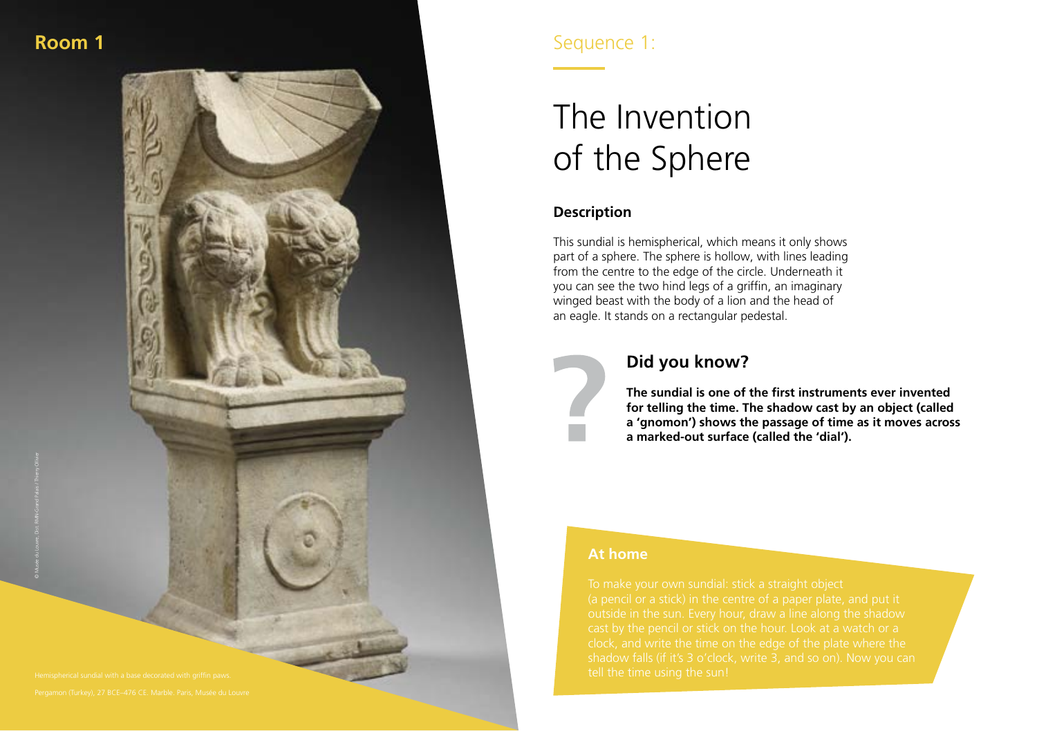Room 1

Sequence 1:

# The Invention of the Sphere

## Description

This sundial is hemispherical, which means it only shows part of a sphere. The sphere is hollow, with lines leading from the centre to the edge of the circle. Underneath it you can see the two hind legs of a griffin, an imaginary winged beast with the body of a lion and the head of an eagle. It stands on a rectangular pedestal.

## Did you know?

**The sundial is one of the first instruments ever invented for telling the time. The shadow cast by an object (called a 'gnomon') shows the passage of time as it moves across a marked-out surface (called the 'dial').**

## At home

To make your own sundial: stick a straight object (a pencil or a stick) in the centre of a paper plate, and put it outside in the sun. Every hour, draw a line along the shadow cast by the pencil or stick on the hour. Look at a watch or a clock, and write the time on the edge of the plate where the shadow falls (if it's 3 o'clock, write 3, and so on). Now you can tell the time using the sun!

Hemispherical sundial with a base decorated with griffin paws.

Pergamon (Turkey), 27 BCE–476 CE. Marble. Paris, Musée du Louvre

© Musée du Louvre, Dist. RMN-Grand Palais / Thierry Ollivier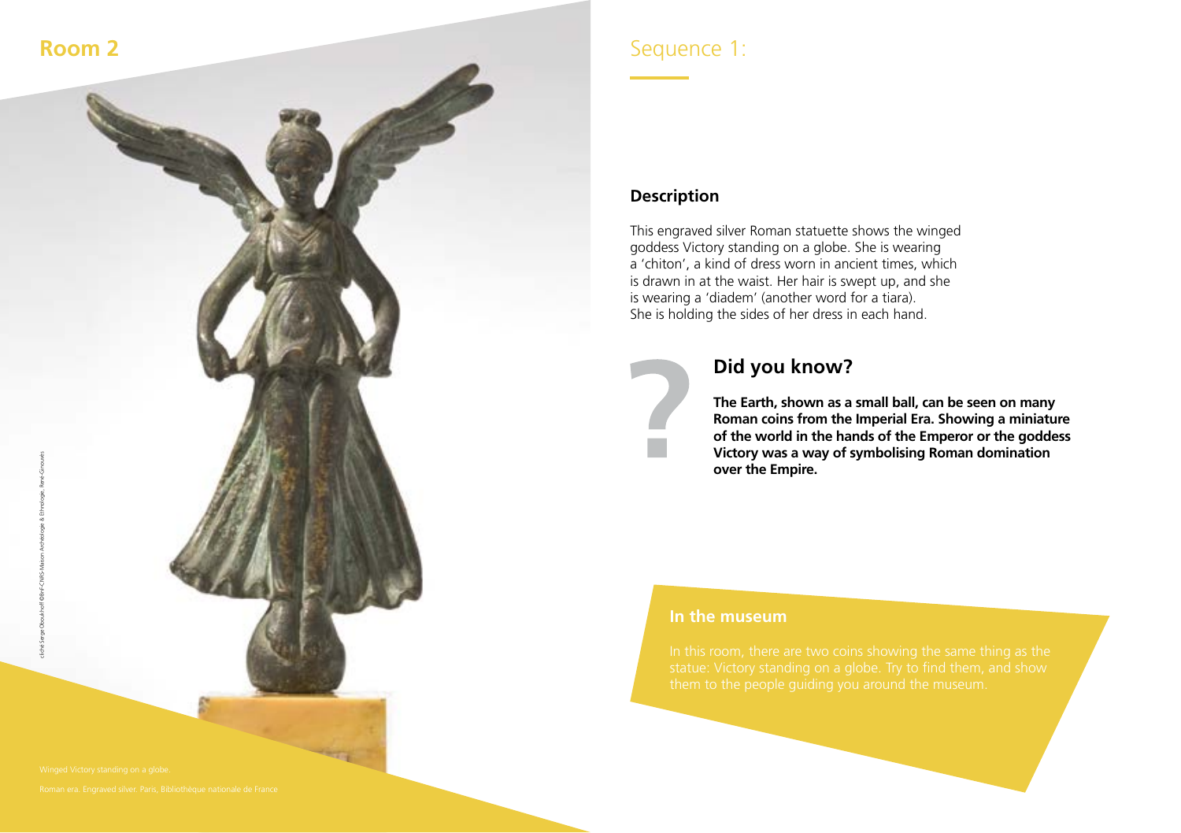## Room 2

# Sequence 1:

### Description

This engraved silver Roman statuette shows the winged goddess Victory standing on a globe. She is wearing a 'chiton', a kind of dress worn in ancient times, which is drawn in at the waist. Her hair is swept up, and she is wearing a 'diadem' (another word for a tiara). She is holding the sides of her dress in each hand.

### Did you know?

**The Earth, shown as a small ball, can be seen on many Roman coins from the Imperial Era. Showing a miniature of the world in the hands of the Emperor or the goddess Victory was a way of symbolising Roman domination over the Empire.**

### In the museum

In this room, there are two coins showing the same thing as the statue: Victory standing on a globe. Try to find them, and show them to the people guiding you around the museum.

Winged Victory standing on a globe.

Roman era. Engraved silver. Paris, Bibliothèque nationale de France

cliché Serge Oboukhoff ©BnF-CNRS-Maison Archéologie & Ethnologie, René-Ginouvès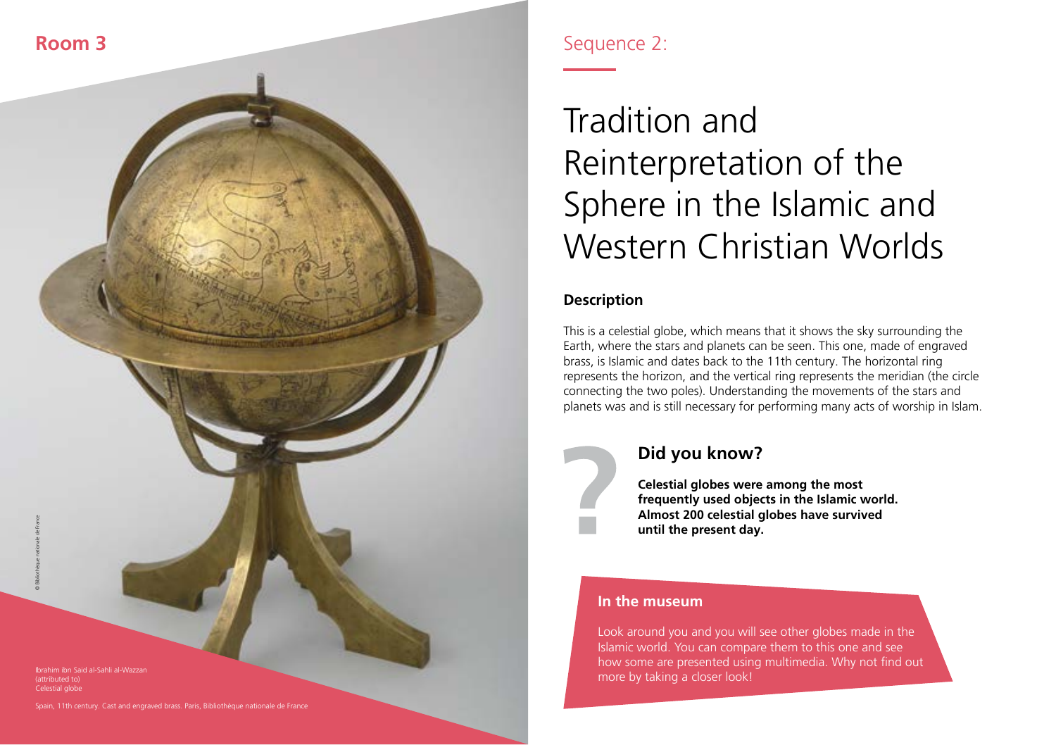## Room 3

Ibrahim ibn Said al-Sahli al-Wazzan
(attributed to)
Celestial globe

Spain, 11th century. Cast and engraved brass. Paris, Bibliothèque nationale de France

© Bibliothèque nationale de France

Sequence 2:

# Tradition and Reinterpretation of the Sphere in the Islamic and Western Christian Worlds

### Description

This is a celestial globe, which means that it shows the sky surrounding the Earth, where the stars and planets can be seen. This one, made of engraved brass, is Islamic and dates back to the 11th century. The horizontal ring represents the horizon, and the vertical ring represents the meridian (the circle connecting the two poles). Understanding the movements of the stars and planets was and is still necessary for performing many acts of worship in Islam.

### Did you know?

**Celestial globes were among the most frequently used objects in the Islamic world. Almost 200 celestial globes have survived until the present day.**

### In the museum

Look around you and you will see other globes made in the Islamic world. You can compare them to this one and see how some are presented using multimedia. Why not find out more by taking a closer look!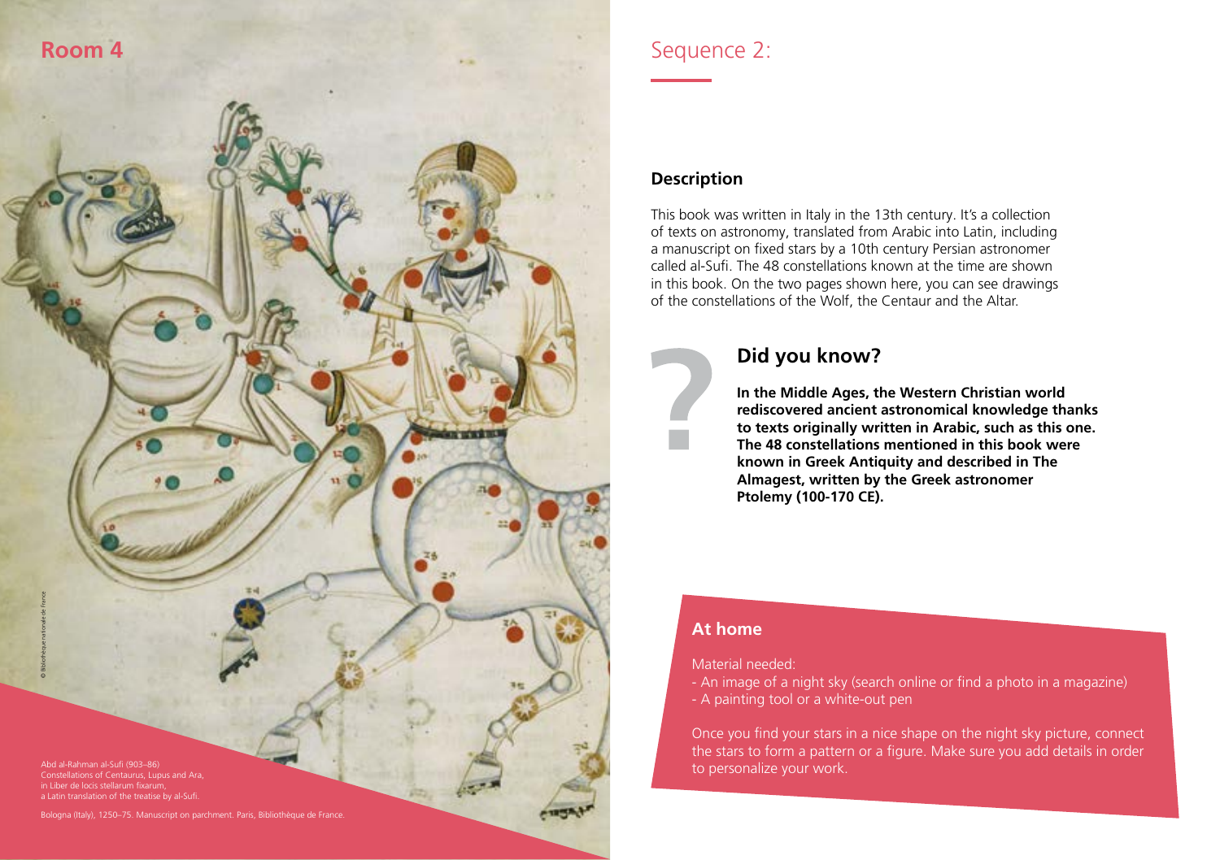## Room 4

Abd al-Rahman al-Sufi (903–86)
Constellations of Centaurus, Lupus and Ara,
in Liber de locis stellarum fixarum,
a Latin translation of the treatise by al-Sufi.

Bologna (Italy), 1250–75. Manuscript on parchment. Paris, Bibliothèque de France.

© Bibliothèque nationale de France

# Sequence 2:

### Description

This book was written in Italy in the 13th century. It's a collection of texts on astronomy, translated from Arabic into Latin, including a manuscript on fixed stars by a 10th century Persian astronomer called al-Sufi. The 48 constellations known at the time are shown in this book. On the two pages shown here, you can see drawings of the constellations of the Wolf, the Centaur and the Altar.

### Did you know?

**In the Middle Ages, the Western Christian world rediscovered ancient astronomical knowledge thanks to texts originally written in Arabic, such as this one. The 48 constellations mentioned in this book were known in Greek Antiquity and described in The Almagest, written by the Greek astronomer Ptolemy (100-170 CE).**

### At home

Material needed:
- An image of a night sky (search online or find a photo in a magazine)
- A painting tool or a white-out pen

Once you find your stars in a nice shape on the night sky picture, connect the stars to form a pattern or a figure. Make sure you add details in order to personalize your work.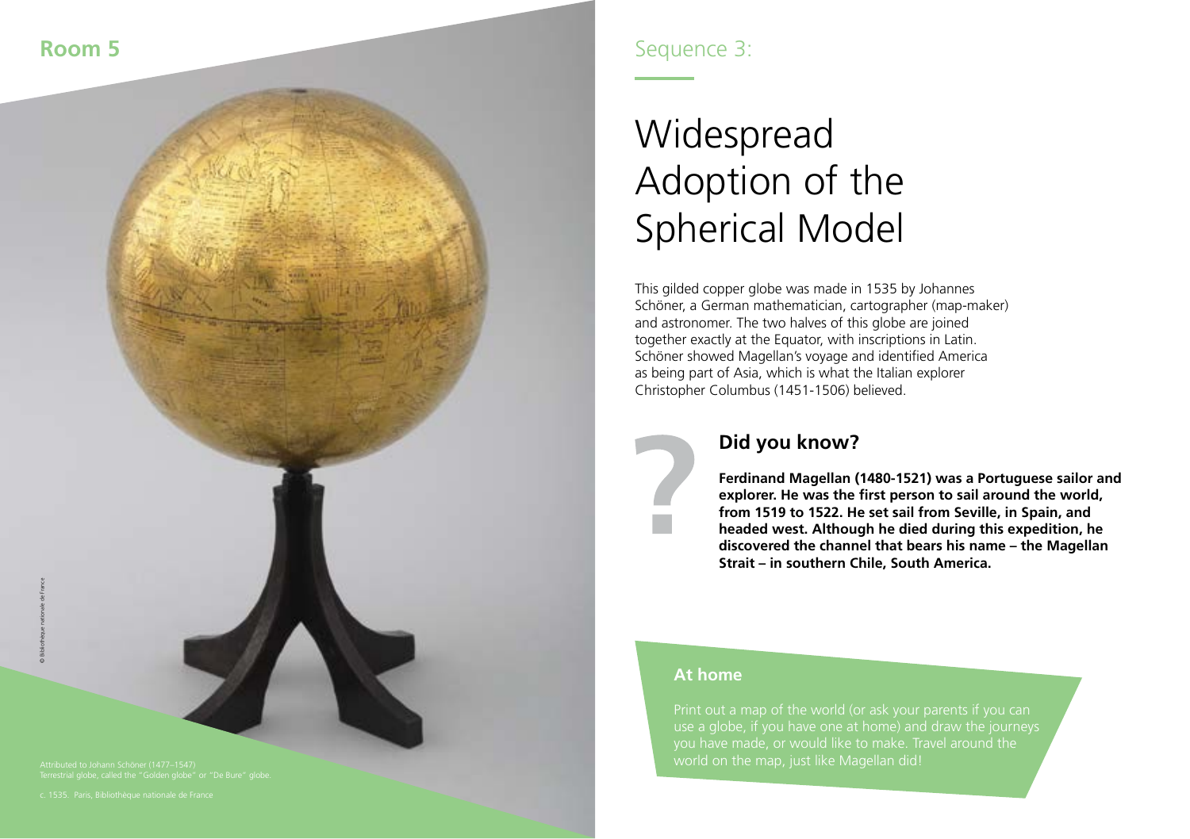Room 5

Sequence 3:

# Widespread Adoption of the Spherical Model

This gilded copper globe was made in 1535 by Johannes Schöner, a German mathematician, cartographer (map-maker) and astronomer. The two halves of this globe are joined together exactly at the Equator, with inscriptions in Latin. Schöner showed Magellan's voyage and identified America as being part of Asia, which is what the Italian explorer Christopher Columbus (1451-1506) believed.

## Did you know?

**Ferdinand Magellan (1480-1521) was a Portuguese sailor and explorer. He was the first person to sail around the world, from 1519 to 1522. He set sail from Seville, in Spain, and headed west. Although he died during this expedition, he discovered the channel that bears his name – the Magellan Strait – in southern Chile, South America.**

## At home

Print out a map of the world (or ask your parents if you can use a globe, if you have one at home) and draw the journeys you have made, or would like to make. Travel around the world on the map, just like Magellan did!

© Bibliothèque nationale de France

Attributed to Johann Schöner (1477–1547)
Terrestrial globe, called the "Golden globe" or "De Bure" globe.

c. 1535. Paris, Bibliothèque nationale de France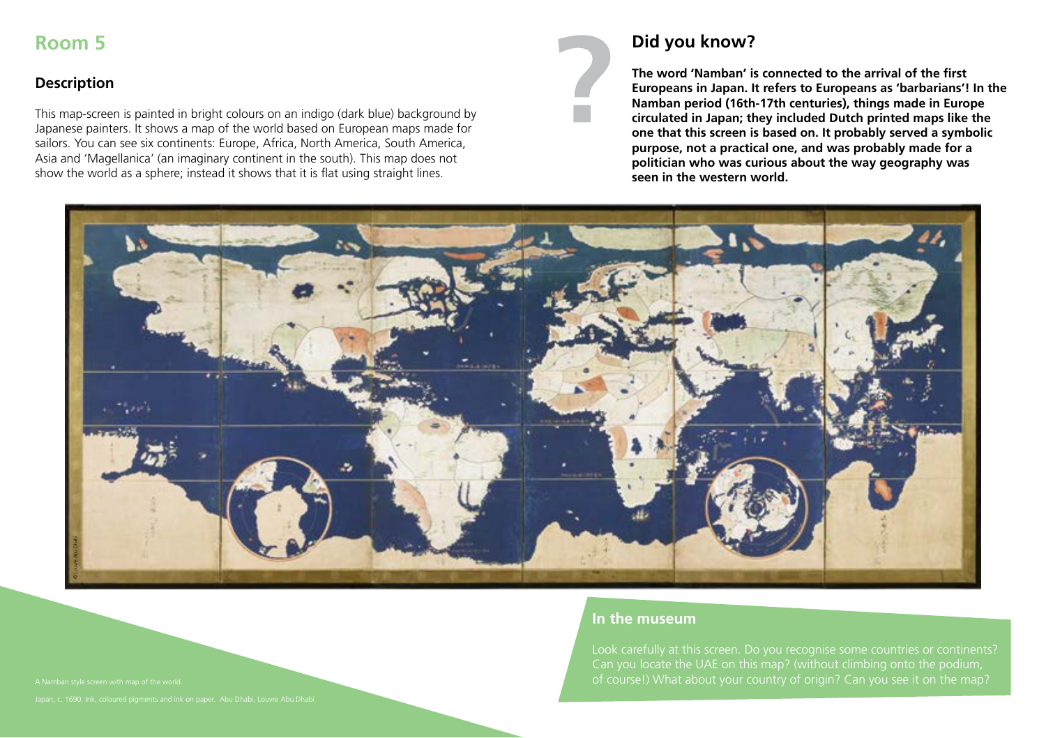## Room 5

### Description

This map-screen is painted in bright colours on an indigo (dark blue) background by Japanese painters. It shows a map of the world based on European maps made for sailors. You can see six continents: Europe, Africa, North America, South America, Asia and 'Magellanica' (an imaginary continent in the south). This map does not show the world as a sphere; instead it shows that it is flat using straight lines.

### Did you know?

**The word 'Namban' is connected to the arrival of the first Europeans in Japan. It refers to Europeans as 'barbarians'! In the Namban period (16th-17th centuries), things made in Europe circulated in Japan; they included Dutch printed maps like the one that this screen is based on. It probably served a symbolic purpose, not a practical one, and was probably made for a politician who was curious about the way geography was seen in the western world.**

© Louvre Abu Dhabi

A Namban style screen with map of the world.

Japan, c. 1690. Ink, coloured pigments and ink on paper. Abu Dhabi, Louvre Abu Dhabi

### In the museum

Look carefully at this screen. Do you recognise some countries or continents? Can you locate the UAE on this map? (without climbing onto the podium, of course!) What about your country of origin? Can you see it on the map?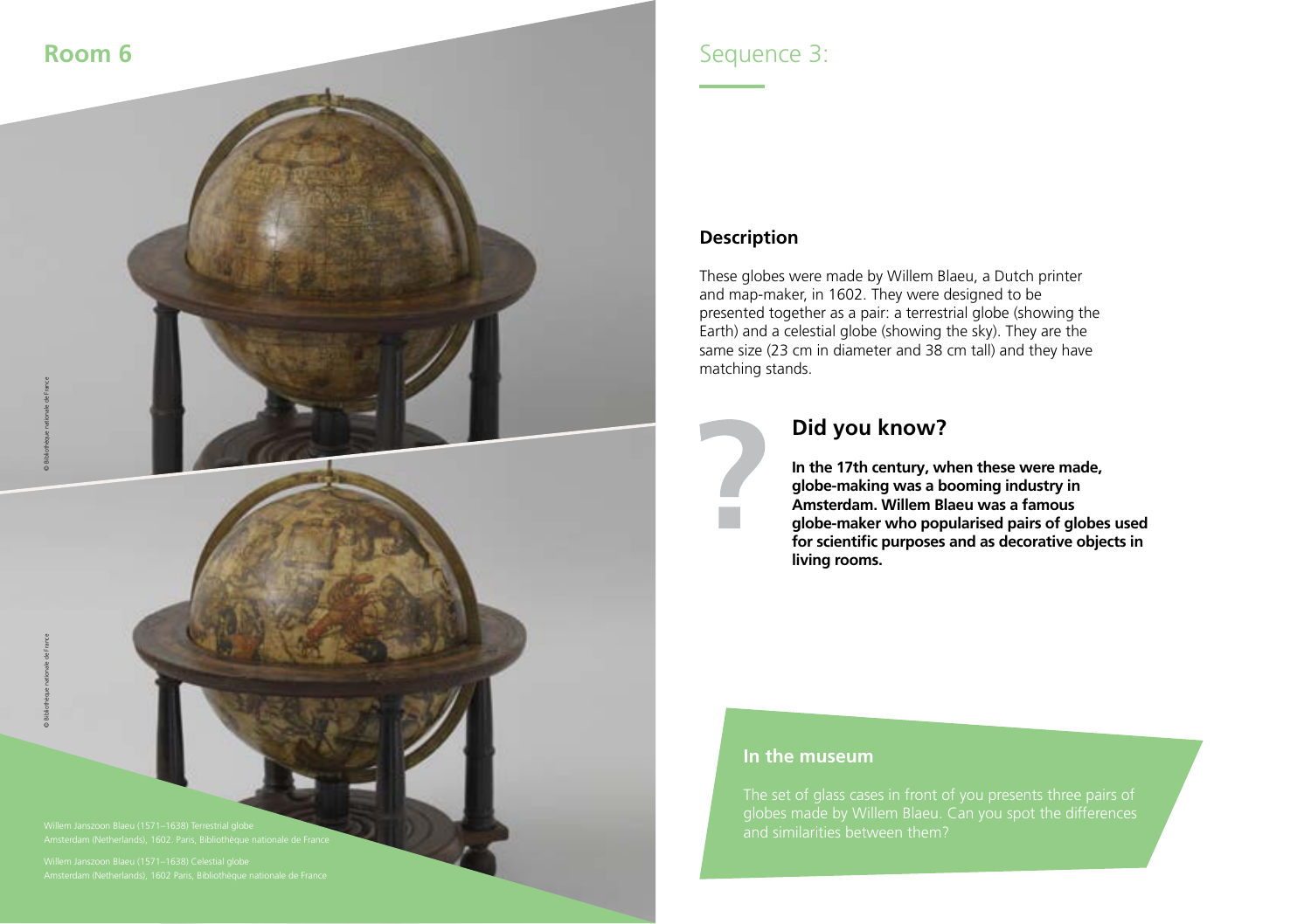## Room 6

Willem Janszoon Blaeu (1571–1638) Terrestrial globe
Amsterdam (Netherlands), 1602. Paris, Bibliothèque nationale de France

Willem Janszoon Blaeu (1571–1638) Celestial globe
Amsterdam (Netherlands), 1602 Paris, Bibliothèque nationale de France

© Bibliothèque nationale de France

# Sequence 3:

### Description

These globes were made by Willem Blaeu, a Dutch printer and map-maker, in 1602. They were designed to be presented together as a pair: a terrestrial globe (showing the Earth) and a celestial globe (showing the sky). They are the same size (23 cm in diameter and 38 cm tall) and they have matching stands.

### Did you know?

**In the 17th century, when these were made, globe-making was a booming industry in Amsterdam. Willem Blaeu was a famous globe-maker who popularised pairs of globes used for scientific purposes and as decorative objects in living rooms.**

### In the museum

The set of glass cases in front of you presents three pairs of globes made by Willem Blaeu. Can you spot the differences and similarities between them?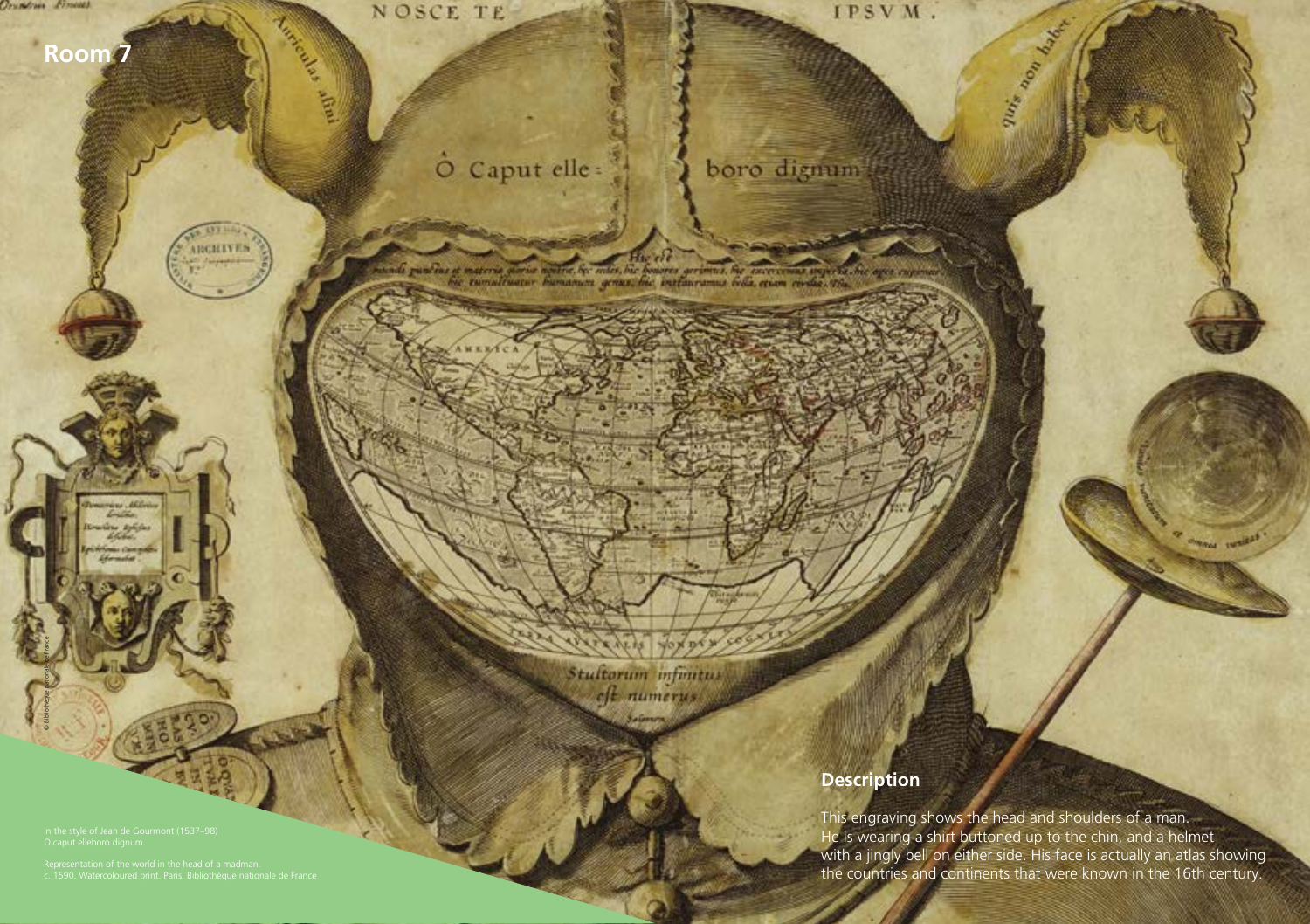# Room 7

In the style of Jean de Gourmont (1537–98)
O caput elleboro dignum.

Representation of the world in the head of a madman.
c. 1590. Watercoloured print. Paris, Bibliothèque nationale de France

## Description

This engraving shows the head and shoulders of a man. He is wearing a shirt buttoned up to the chin, and a helmet with a jingly bell on either side. His face is actually an atlas showing the countries and continents that were known in the 16th century.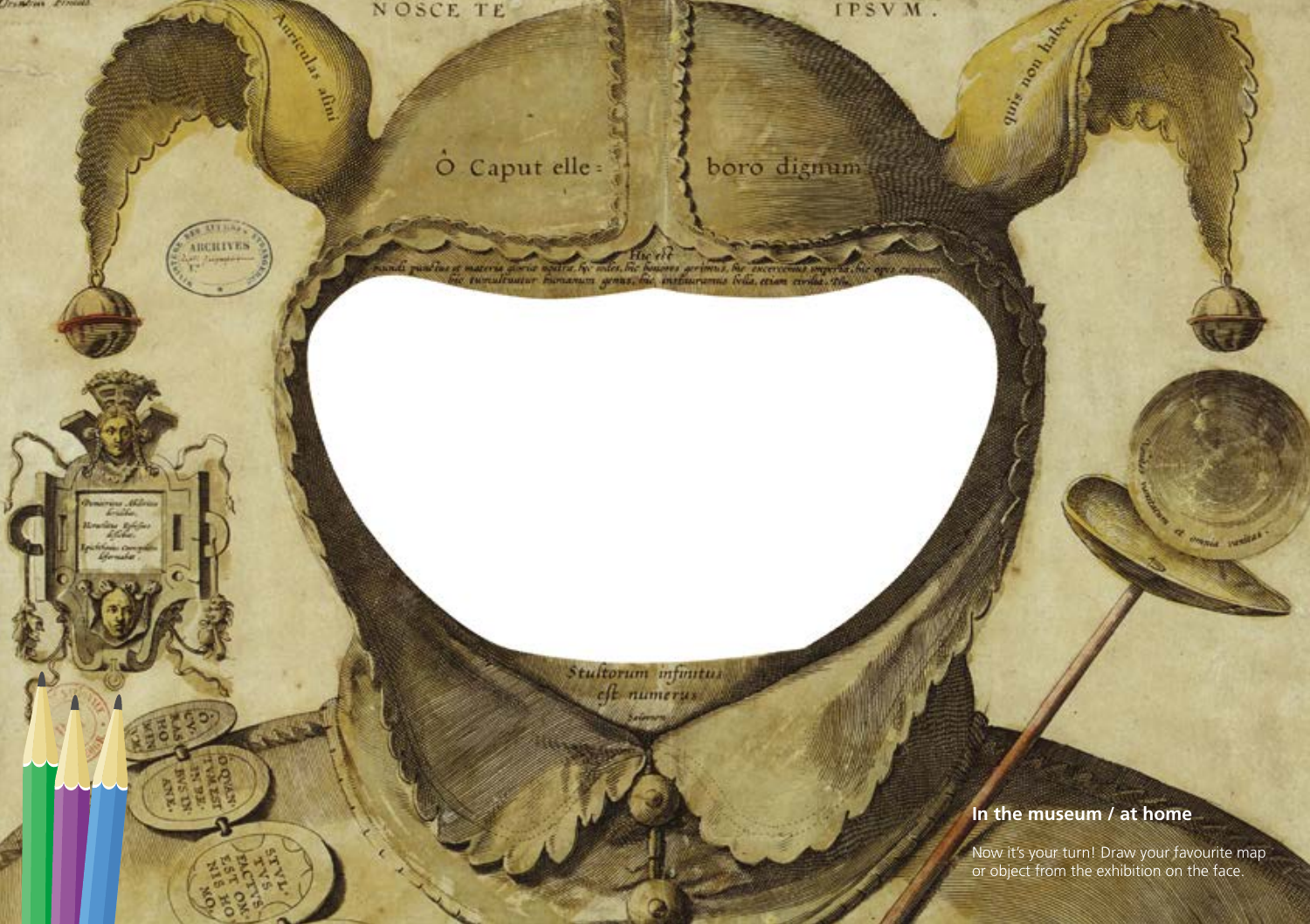### In the museum / at home

Now it's your turn! Draw your favourite map or object from the exhibition on the face.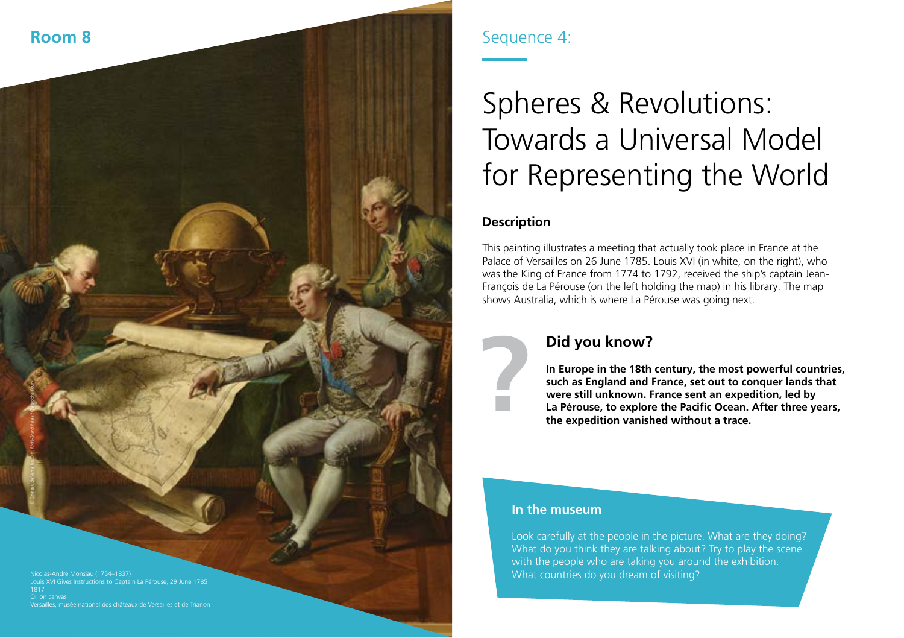Room 8

Nicolas-André Monsiau (1754–1837)
Louis XVI Gives Instructions to Captain La Pérouse, 29 June 1785
1817
Oil on canvas
Versailles, musée national des châteaux de Versailles et de Trianon

Sequence 4:

# Spheres & Revolutions: Towards a Universal Model for Representing the World

## Description

This painting illustrates a meeting that actually took place in France at the Palace of Versailles on 26 June 1785. Louis XVI (in white, on the right), who was the King of France from 1774 to 1792, received the ship's captain Jean-François de La Pérouse (on the left holding the map) in his library. The map shows Australia, which is where La Pérouse was going next.

## Did you know?

**In Europe in the 18th century, the most powerful countries, such as England and France, set out to conquer lands that were still unknown. France sent an expedition, led by La Pérouse, to explore the Pacific Ocean. After three years, the expedition vanished without a trace.**

## In the museum

Look carefully at the people in the picture. What are they doing? What do you think they are talking about? Try to play the scene with the people who are taking you around the exhibition. What countries do you dream of visiting?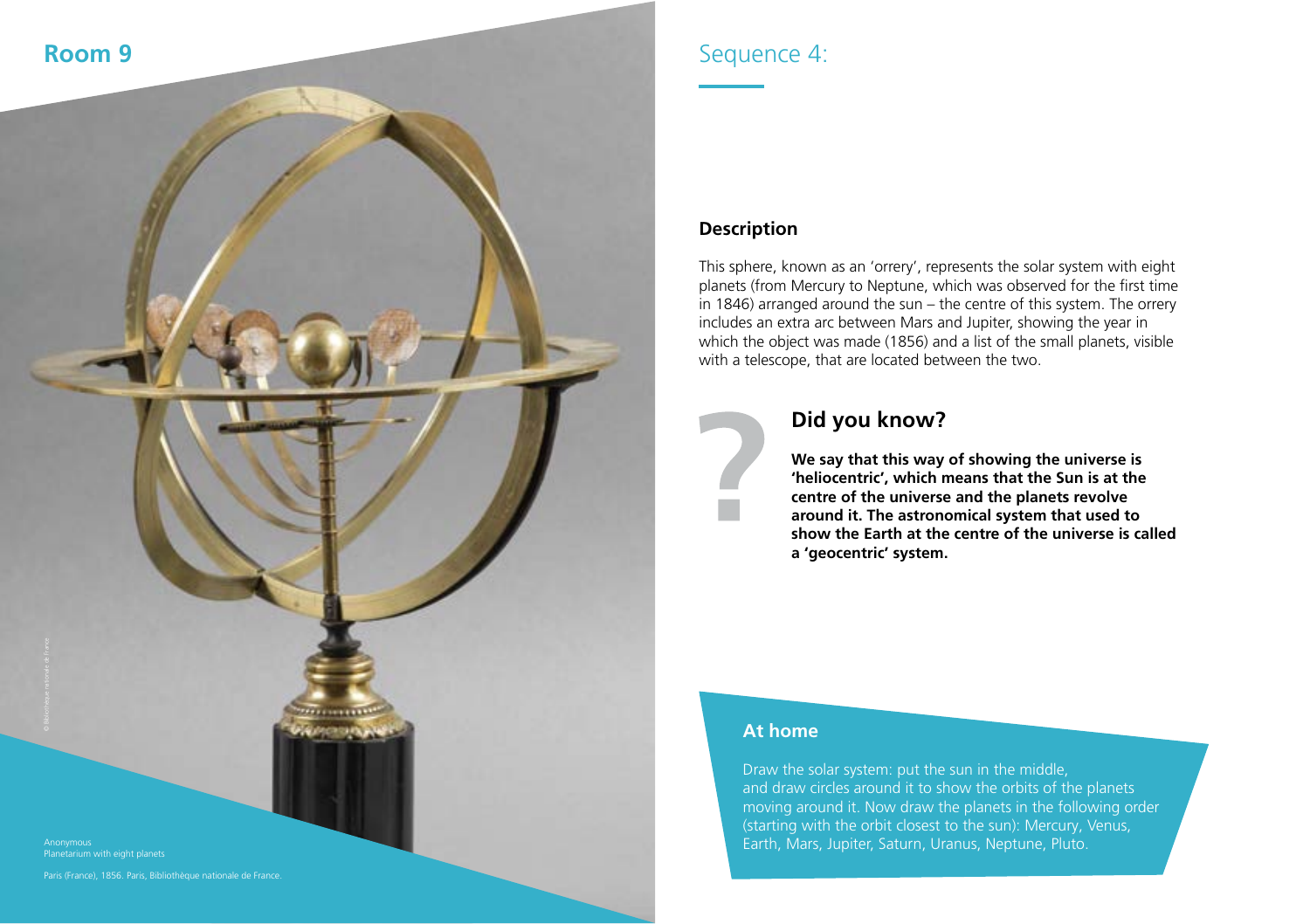## Room 9

Anonymous
Planetarium with eight planets

Paris (France), 1856. Paris, Bibliothèque nationale de France.

© Bibliothèque nationale de France

## Sequence 4:

### Description

This sphere, known as an 'orrery', represents the solar system with eight planets (from Mercury to Neptune, which was observed for the first time in 1846) arranged around the sun – the centre of this system. The orrery includes an extra arc between Mars and Jupiter, showing the year in which the object was made (1856) and a list of the small planets, visible with a telescope, that are located between the two.

### Did you know?

**We say that this way of showing the universe is 'heliocentric', which means that the Sun is at the centre of the universe and the planets revolve around it. The astronomical system that used to show the Earth at the centre of the universe is called a 'geocentric' system.**

### At home

Draw the solar system: put the sun in the middle, and draw circles around it to show the orbits of the planets moving around it. Now draw the planets in the following order (starting with the orbit closest to the sun): Mercury, Venus, Earth, Mars, Jupiter, Saturn, Uranus, Neptune, Pluto.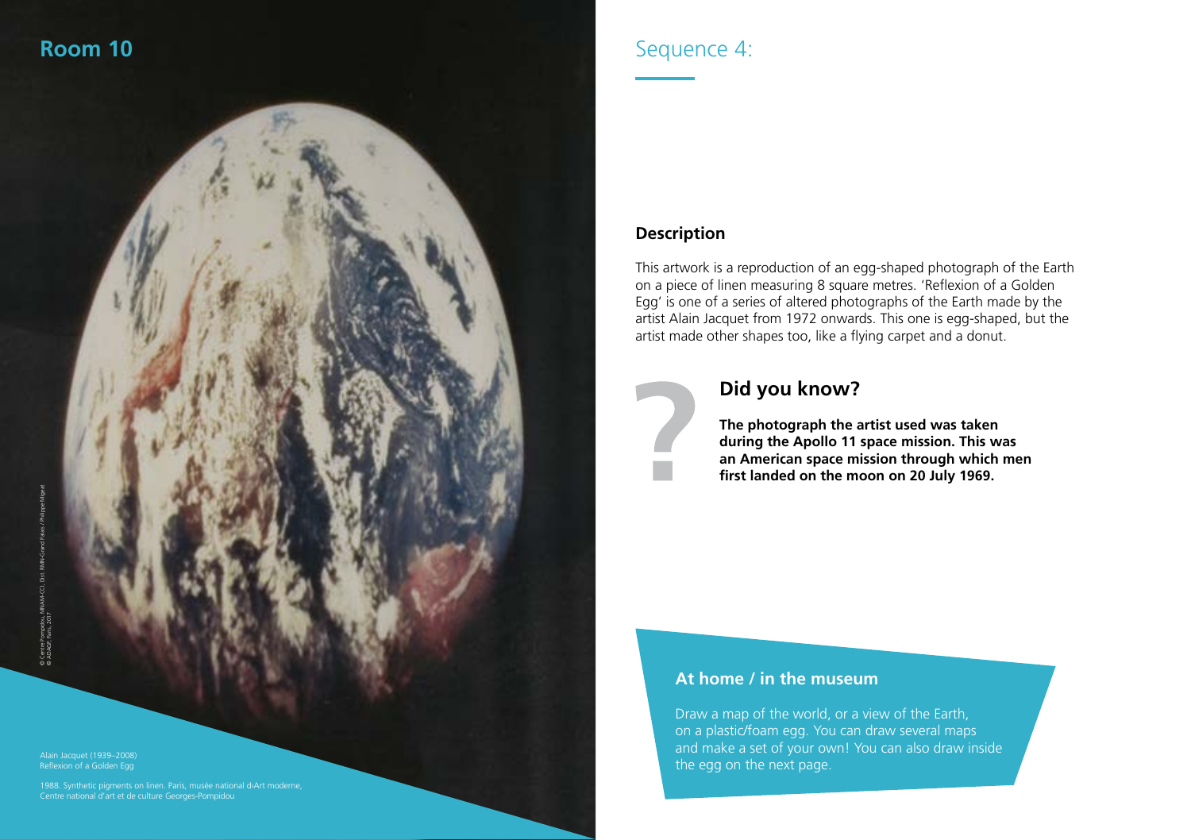## Room 10

Alain Jacquet (1939–2008)
Reflexion of a Golden Egg

1988. Synthetic pigments on linen. Paris, musée national d›Art moderne, Centre national d'art et de culture Georges-Pompidou

© Centre Pompidou, MNAM-CCI, Dist. RMN-Grand Palais / Philippe Migeat
© ADAGP, Paris, 2017

# Sequence 4:

### Description

This artwork is a reproduction of an egg-shaped photograph of the Earth on a piece of linen measuring 8 square metres. 'Reflexion of a Golden Egg' is one of a series of altered photographs of the Earth made by the artist Alain Jacquet from 1972 onwards. This one is egg-shaped, but the artist made other shapes too, like a flying carpet and a donut.

### Did you know?

**The photograph the artist used was taken during the Apollo 11 space mission. This was an American space mission through which men first landed on the moon on 20 July 1969.**

### At home / in the museum

Draw a map of the world, or a view of the Earth, on a plastic/foam egg. You can draw several maps and make a set of your own! You can also draw inside the egg on the next page.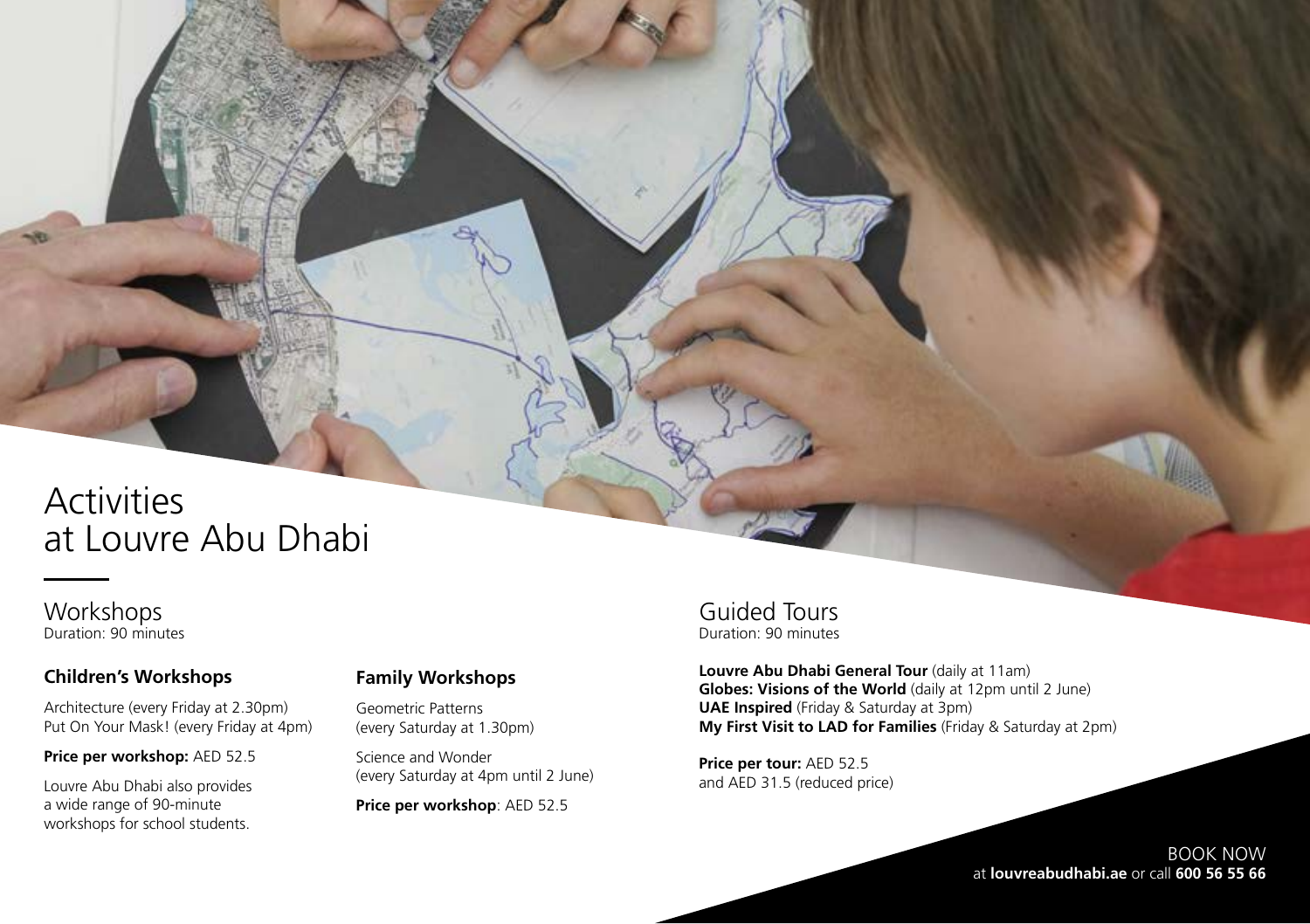# Activities at Louvre Abu Dhabi

## Workshops

Duration: 90 minutes

### Children's Workshops

Architecture (every Friday at 2.30pm)
Put On Your Mask! (every Friday at 4pm)

**Price per workshop:** AED 52.5

Louvre Abu Dhabi also provides a wide range of 90-minute workshops for school students.

### Family Workshops

Geometric Patterns
(every Saturday at 1.30pm)

Science and Wonder
(every Saturday at 4pm until 2 June)

**Price per workshop**: AED 52.5

## Guided Tours

Duration: 90 minutes

**Louvre Abu Dhabi General Tour** (daily at 11am)
**Globes: Visions of the World** (daily at 12pm until 2 June)
**UAE Inspired** (Friday & Saturday at 3pm)
**My First Visit to LAD for Families** (Friday & Saturday at 2pm)

**Price per tour:** AED 52.5
and AED 31.5 (reduced price)

BOOK NOW
at **louvreabudhabi.ae** or call **600 56 55 66**